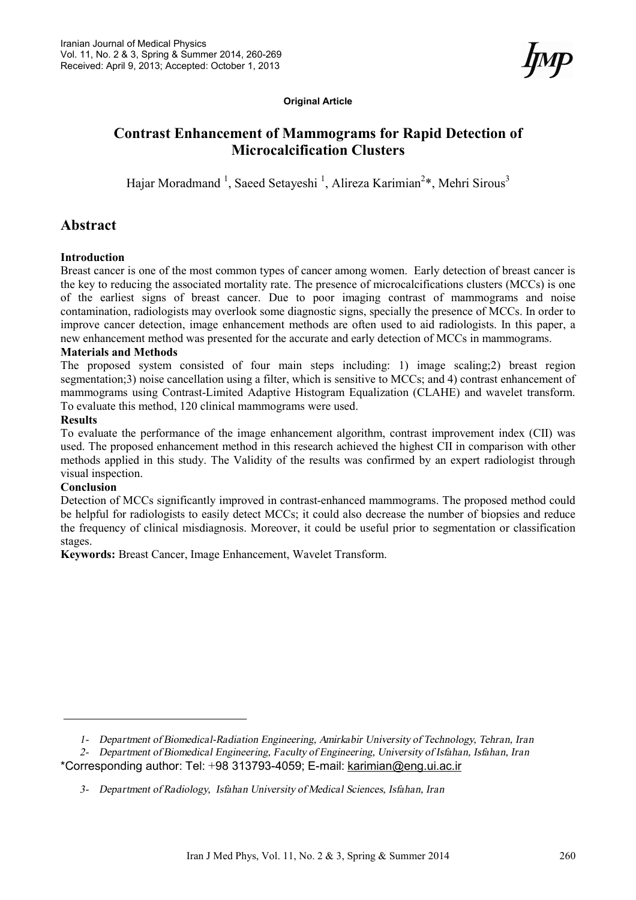**Original Article**

# Contrast Enhancement of Mammograms for Rapid Detection of Microcalcification Clusters

Hajar Moradmand [1], Saeed Setayeshi [1], Alireza Karimian[2]*, Mehri Sirous[3]

## Abstract

### Introduction

Breast cancer is one of the most common types of cancer among women. Early detection of breast cancer is the key to reducing the associated mortality rate. The presence of microcalcifications clusters (MCCs) is one of the earliest signs of breast cancer. Due to poor imaging contrast of mammograms and noise contamination, radiologists may overlook some diagnostic signs, specially the presence of MCCs. In order to improve cancer detection, image enhancement methods are often used to aid radiologists. In this paper, a new enhancement method was presented for the accurate and early detection of MCCs in mammograms.

### Materials and Methods

The proposed system consisted of four main steps including: 1) image scaling;2) breast region segmentation;3) noise cancellation using a filter, which is sensitive to MCCs; and 4) contrast enhancement of mammograms using Contrast-Limited Adaptive Histogram Equalization (CLAHE) and wavelet transform. To evaluate this method, 120 clinical mammograms were used.

### Results

To evaluate the performance of the image enhancement algorithm, contrast improvement index (CII) was used. The proposed enhancement method in this research achieved the highest CII in comparison with other methods applied in this study. The Validity of the results was confirmed by an expert radiologist through visual inspection.

### Conclusion

Detection of MCCs significantly improved in contrast-enhanced mammograms. The proposed method could be helpful for radiologists to easily detect MCCs; it could also decrease the number of biopsies and reduce the frequency of clinical misdiagnosis. Moreover, it could be useful prior to segmentation or classification stages.

**Keywords:** Breast Cancer, Image Enhancement, Wavelet Transform.

---

*1- Department of Biomedical-Radiation Engineering, Amirkabir University of Technology, Tehran, Iran*

*2- Department of Biomedical Engineering, Faculty of Engineering, University of Isfahan, Isfahan, Iran*

*Corresponding author: Tel: +98 313793-4059; E-mail: karimian@eng.ui.ac.ir

*3- Department of Radiology, Isfahan University of Medical Sciences, Isfahan, Iran*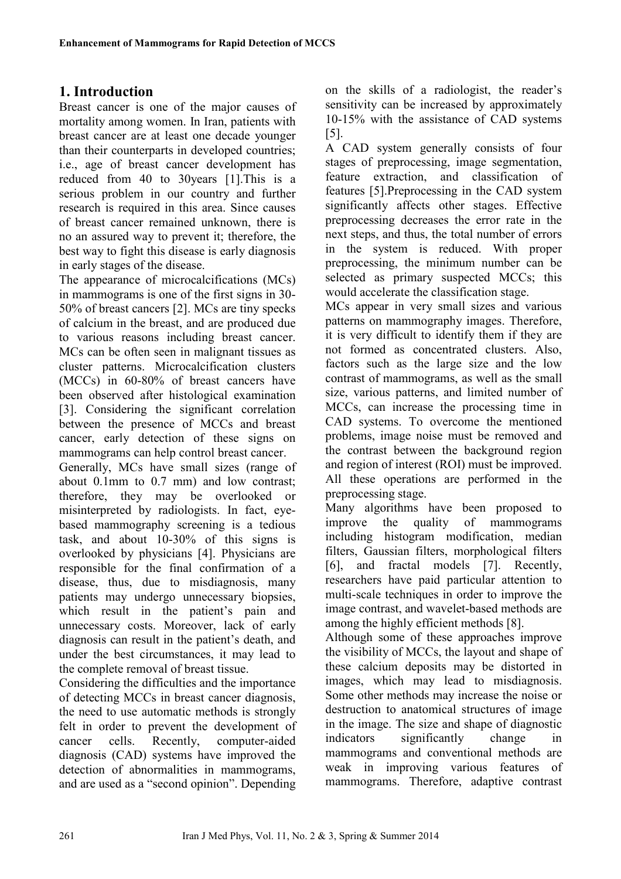# 1. Introduction

Breast cancer is one of the major causes of mortality among women. In Iran, patients with breast cancer are at least one decade younger than their counterparts in developed countries; i.e., age of breast cancer development has reduced from 40 to 30years [1].This is a serious problem in our country and further research is required in this area. Since causes of breast cancer remained unknown, there is no an assured way to prevent it; therefore, the best way to fight this disease is early diagnosis in early stages of the disease.

The appearance of microcalcifications (MCs) in mammograms is one of the first signs in 30-50% of breast cancers [2]. MCs are tiny specks of calcium in the breast, and are produced due to various reasons including breast cancer. MCs can be often seen in malignant tissues as cluster patterns. Microcalcification clusters (MCCs) in 60-80% of breast cancers have been observed after histological examination [3]. Considering the significant correlation between the presence of MCCs and breast cancer, early detection of these signs on mammograms can help control breast cancer.

Generally, MCs have small sizes (range of about 0.1mm to 0.7 mm) and low contrast; therefore, they may be overlooked or misinterpreted by radiologists. In fact, eye-based mammography screening is a tedious task, and about 10-30% of this signs is overlooked by physicians [4]. Physicians are responsible for the final confirmation of a disease, thus, due to misdiagnosis, many patients may undergo unnecessary biopsies, which result in the patient's pain and unnecessary costs. Moreover, lack of early diagnosis can result in the patient's death, and under the best circumstances, it may lead to the complete removal of breast tissue.

Considering the difficulties and the importance of detecting MCCs in breast cancer diagnosis, the need to use automatic methods is strongly felt in order to prevent the development of cancer cells. Recently, computer-aided diagnosis (CAD) systems have improved the detection of abnormalities in mammograms, and are used as a "second opinion". Depending on the skills of a radiologist, the reader's sensitivity can be increased by approximately 10-15% with the assistance of CAD systems [5].

A CAD system generally consists of four stages of preprocessing, image segmentation, feature extraction, and classification of features [5].Preprocessing in the CAD system significantly affects other stages. Effective preprocessing decreases the error rate in the next steps, and thus, the total number of errors in the system is reduced. With proper preprocessing, the minimum number can be selected as primary suspected MCCs; this would accelerate the classification stage.

MCs appear in very small sizes and various patterns on mammography images. Therefore, it is very difficult to identify them if they are not formed as concentrated clusters. Also, factors such as the large size and the low contrast of mammograms, as well as the small size, various patterns, and limited number of MCCs, can increase the processing time in CAD systems. To overcome the mentioned problems, image noise must be removed and the contrast between the background region and region of interest (ROI) must be improved. All these operations are performed in the preprocessing stage.

Many algorithms have been proposed to improve the quality of mammograms including histogram modification, median filters, Gaussian filters, morphological filters [6], and fractal models [7]. Recently, researchers have paid particular attention to multi-scale techniques in order to improve the image contrast, and wavelet-based methods are among the highly efficient methods [8].

Although some of these approaches improve the visibility of MCCs, the layout and shape of these calcium deposits may be distorted in images, which may lead to misdiagnosis. Some other methods may increase the noise or destruction to anatomical structures of image in the image. The size and shape of diagnostic indicators significantly change in mammograms and conventional methods are weak in improving various features of mammograms. Therefore, adaptive contrast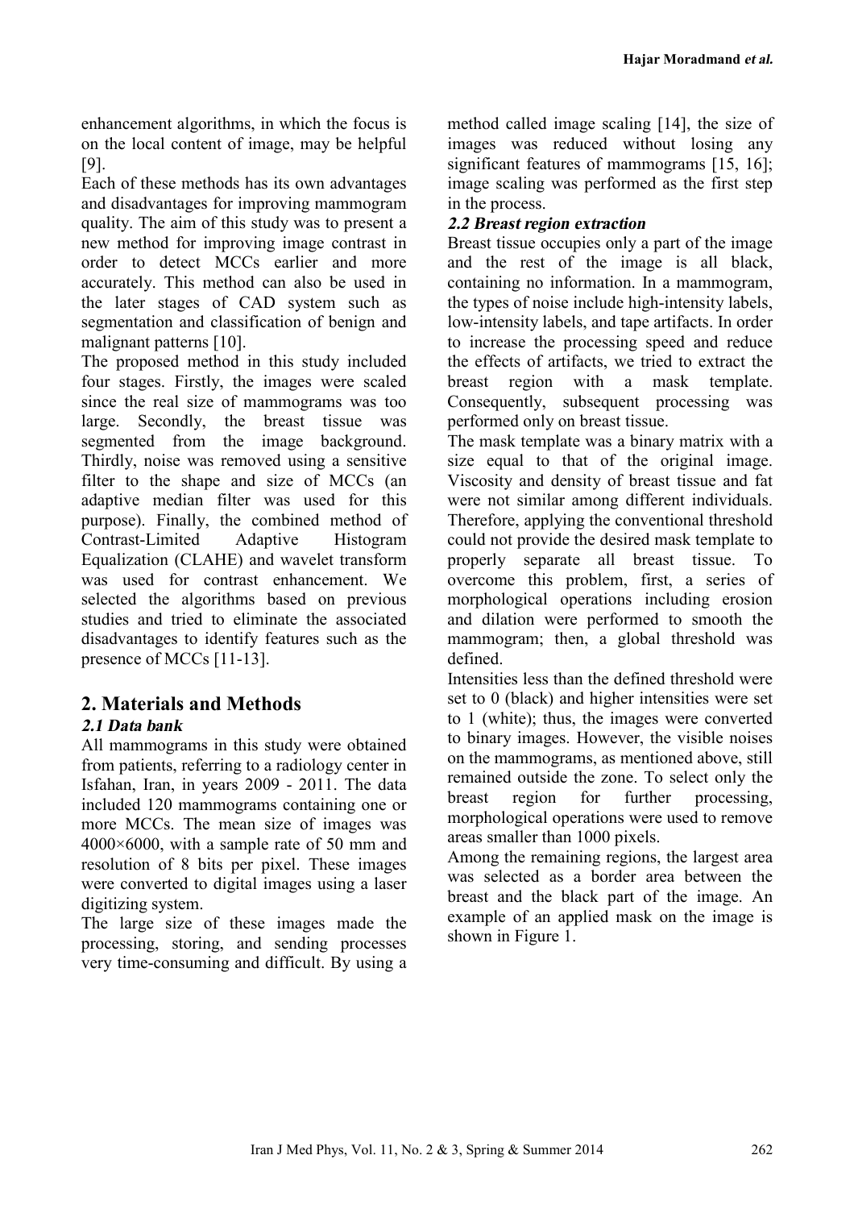enhancement algorithms, in which the focus is on the local content of image, may be helpful [9].

Each of these methods has its own advantages and disadvantages for improving mammogram quality. The aim of this study was to present a new method for improving image contrast in order to detect MCCs earlier and more accurately. This method can also be used in the later stages of CAD system such as segmentation and classification of benign and malignant patterns [10].

The proposed method in this study included four stages. Firstly, the images were scaled since the real size of mammograms was too large. Secondly, the breast tissue was segmented from the image background. Thirdly, noise was removed using a sensitive filter to the shape and size of MCCs (an adaptive median filter was used for this purpose). Finally, the combined method of Contrast-Limited Adaptive Histogram Equalization (CLAHE) and wavelet transform was used for contrast enhancement. We selected the algorithms based on previous studies and tried to eliminate the associated disadvantages to identify features such as the presence of MCCs [11-13].

## 2. Materials and Methods

### *2.1 Data bank*

All mammograms in this study were obtained from patients, referring to a radiology center in Isfahan, Iran, in years 2009 - 2011. The data included 120 mammograms containing one or more MCCs. The mean size of images was 4000×6000, with a sample rate of 50 mm and resolution of 8 bits per pixel. These images were converted to digital images using a laser digitizing system.

The large size of these images made the processing, storing, and sending processes very time-consuming and difficult. By using a method called image scaling [14], the size of images was reduced without losing any significant features of mammograms [15, 16]; image scaling was performed as the first step in the process.

### *2.2 Breast region extraction*

Breast tissue occupies only a part of the image and the rest of the image is all black, containing no information. In a mammogram, the types of noise include high-intensity labels, low-intensity labels, and tape artifacts. In order to increase the processing speed and reduce the effects of artifacts, we tried to extract the breast region with a mask template. Consequently, subsequent processing was performed only on breast tissue.

The mask template was a binary matrix with a size equal to that of the original image. Viscosity and density of breast tissue and fat were not similar among different individuals. Therefore, applying the conventional threshold could not provide the desired mask template to properly separate all breast tissue. To overcome this problem, first, a series of morphological operations including erosion and dilation were performed to smooth the mammogram; then, a global threshold was defined.

Intensities less than the defined threshold were set to 0 (black) and higher intensities were set to 1 (white); thus, the images were converted to binary images. However, the visible noises on the mammograms, as mentioned above, still remained outside the zone. To select only the breast region for further processing, morphological operations were used to remove areas smaller than 1000 pixels.

Among the remaining regions, the largest area was selected as a border area between the breast and the black part of the image. An example of an applied mask on the image is shown in Figure 1.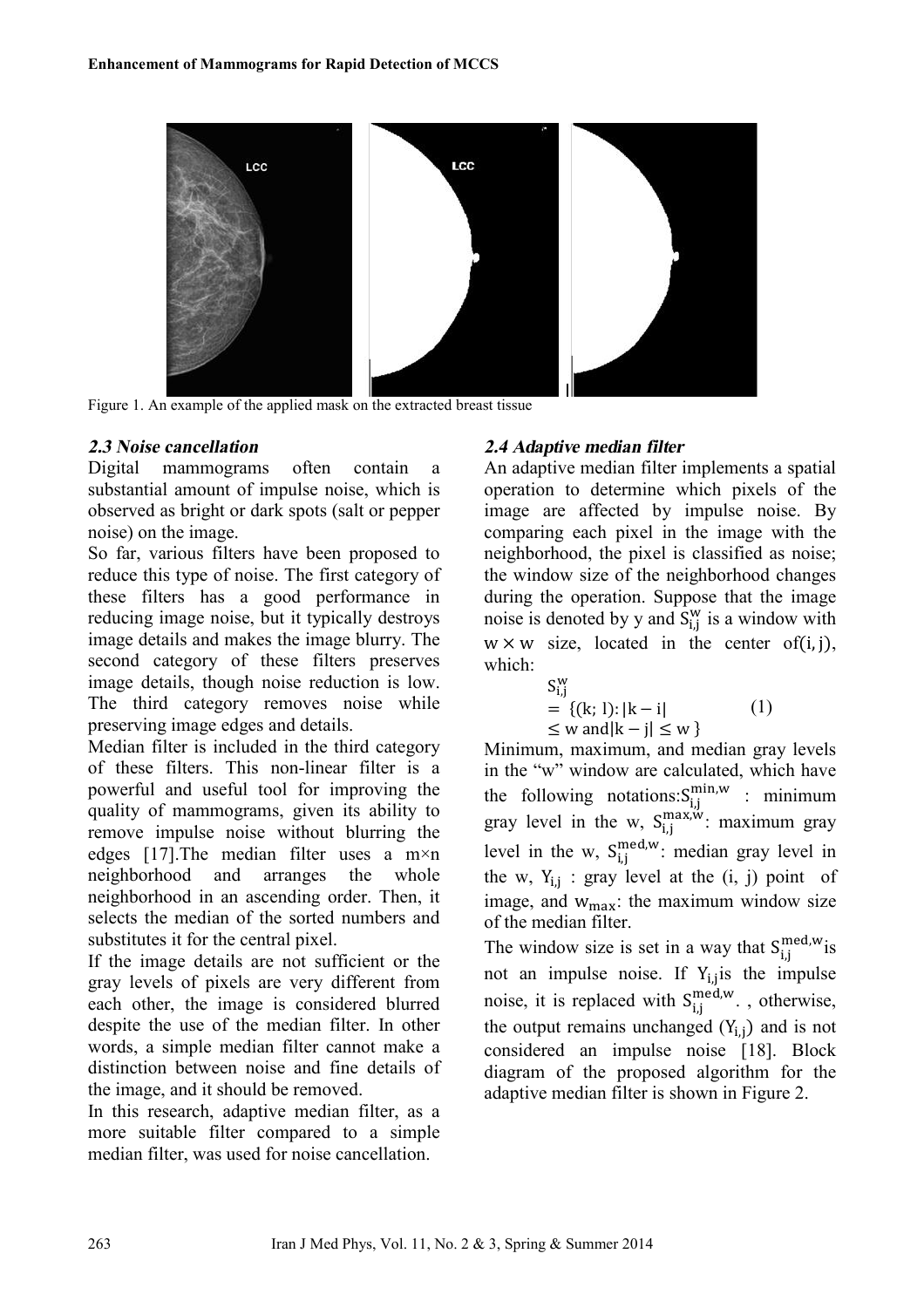Figure 1. An example of the applied mask on the extracted breast tissue

### *2.3 Noise cancellation*

Digital mammograms often contain a substantial amount of impulse noise, which is observed as bright or dark spots (salt or pepper noise) on the image.

So far, various filters have been proposed to reduce this type of noise. The first category of these filters has a good performance in reducing image noise, but it typically destroys image details and makes the image blurry. The second category of these filters preserves image details, though noise reduction is low. The third category removes noise while preserving image edges and details.

Median filter is included in the third category of these filters. This non-linear filter is a powerful and useful tool for improving the quality of mammograms, given its ability to remove impulse noise without blurring the edges [17].The median filter uses a m×n neighborhood and arranges the whole neighborhood in an ascending order. Then, it selects the median of the sorted numbers and substitutes it for the central pixel.

If the image details are not sufficient or the gray levels of pixels are very different from each other, the image is considered blurred despite the use of the median filter. In other words, a simple median filter cannot make a distinction between noise and fine details of the image, and it should be removed.

In this research, adaptive median filter, as a more suitable filter compared to a simple median filter, was used for noise cancellation.

### *2.4 Adaptive median filter*

An adaptive median filter implements a spatial operation to determine which pixels of the image are affected by impulse noise. By comparing each pixel in the image with the neighborhood, the pixel is classified as noise; the window size of the neighborhood changes during the operation. Suppose that the image noise is denoted by y and $S_{i,j}^{w}$ is a window with $w \times w$ size, located in the center of$(i, j)$, which:

$$S_{i,j}^{w} = \{(k; l): |k - i| \leq w \text{ and} |k - j| \leq w\} \quad (1)$$

Minimum, maximum, and median gray levels in the "w" window are calculated, which have the following notations:$S_{i,j}^{min,w}$ : minimum gray level in the w, $S_{i,j}^{max,w}$: maximum gray level in the w, $S_{i,j}^{med,w}$: median gray level in the w, $Y_{i,j}$ : gray level at the (i, j) point of image, and $w_{max}$: the maximum window size of the median filter.

The window size is set in a way that $S_{i,j}^{med,w}$is not an impulse noise. If $Y_{i,j}$is the impulse noise, it is replaced with $S_{i,j}^{med,w}$. , otherwise, the output remains unchanged ($Y_{i,j}$) and is not considered an impulse noise [18]. Block diagram of the proposed algorithm for the adaptive median filter is shown in Figure 2.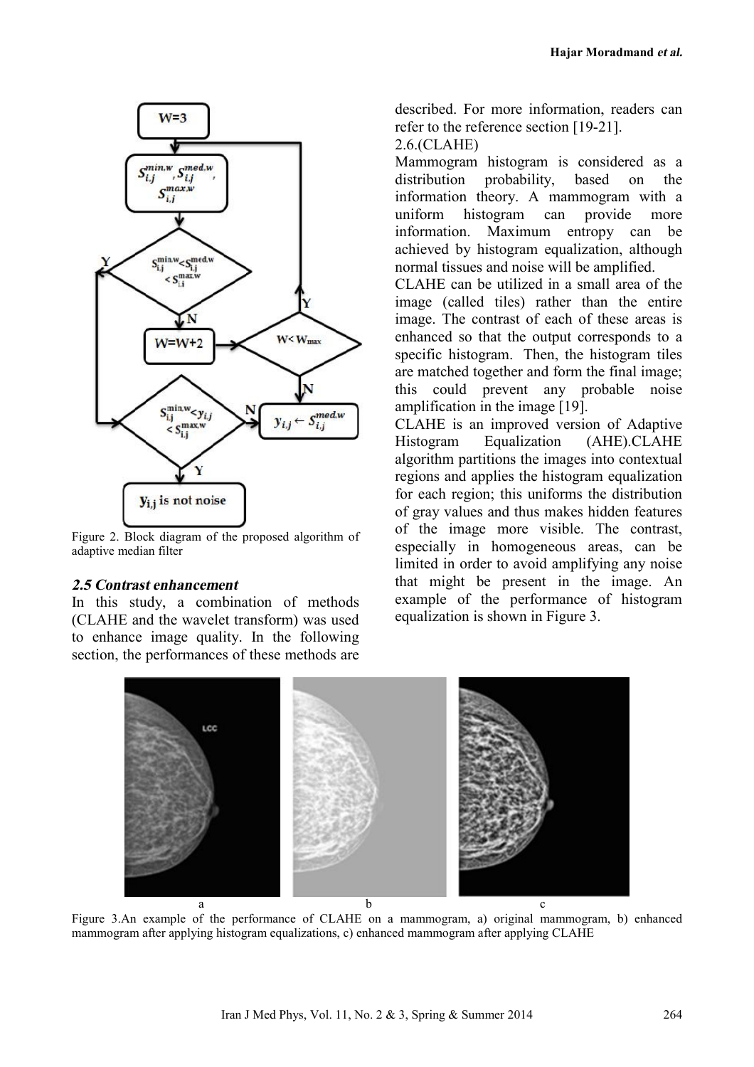Figure 2. Block diagram of the proposed algorithm of adaptive median filter

### *2.5 Contrast enhancement*

In this study, a combination of methods (CLAHE and the wavelet transform) was used to enhance image quality. In the following section, the performances of these methods are described. For more information, readers can refer to the reference section [19-21].

2.6.(CLAHE)

Mammogram histogram is considered as a distribution probability, based on the information theory. A mammogram with a uniform histogram can provide more information. Maximum entropy can be achieved by histogram equalization, although normal tissues and noise will be amplified.

CLAHE can be utilized in a small area of the image (called tiles) rather than the entire image. The contrast of each of these areas is enhanced so that the output corresponds to a specific histogram. Then, the histogram tiles are matched together and form the final image; this could prevent any probable noise amplification in the image [19].

CLAHE is an improved version of Adaptive Histogram Equalization (AHE).CLAHE algorithm partitions the images into contextual regions and applies the histogram equalization for each region; this uniforms the distribution of gray values and thus makes hidden features of the image more visible. The contrast, especially in homogeneous areas, can be limited in order to avoid amplifying any noise that might be present in the image. An example of the performance of histogram equalization is shown in Figure 3.

Figure 3.An example of the performance of CLAHE on a mammogram, a) original mammogram, b) enhanced mammogram after applying histogram equalizations, c) enhanced mammogram after applying CLAHE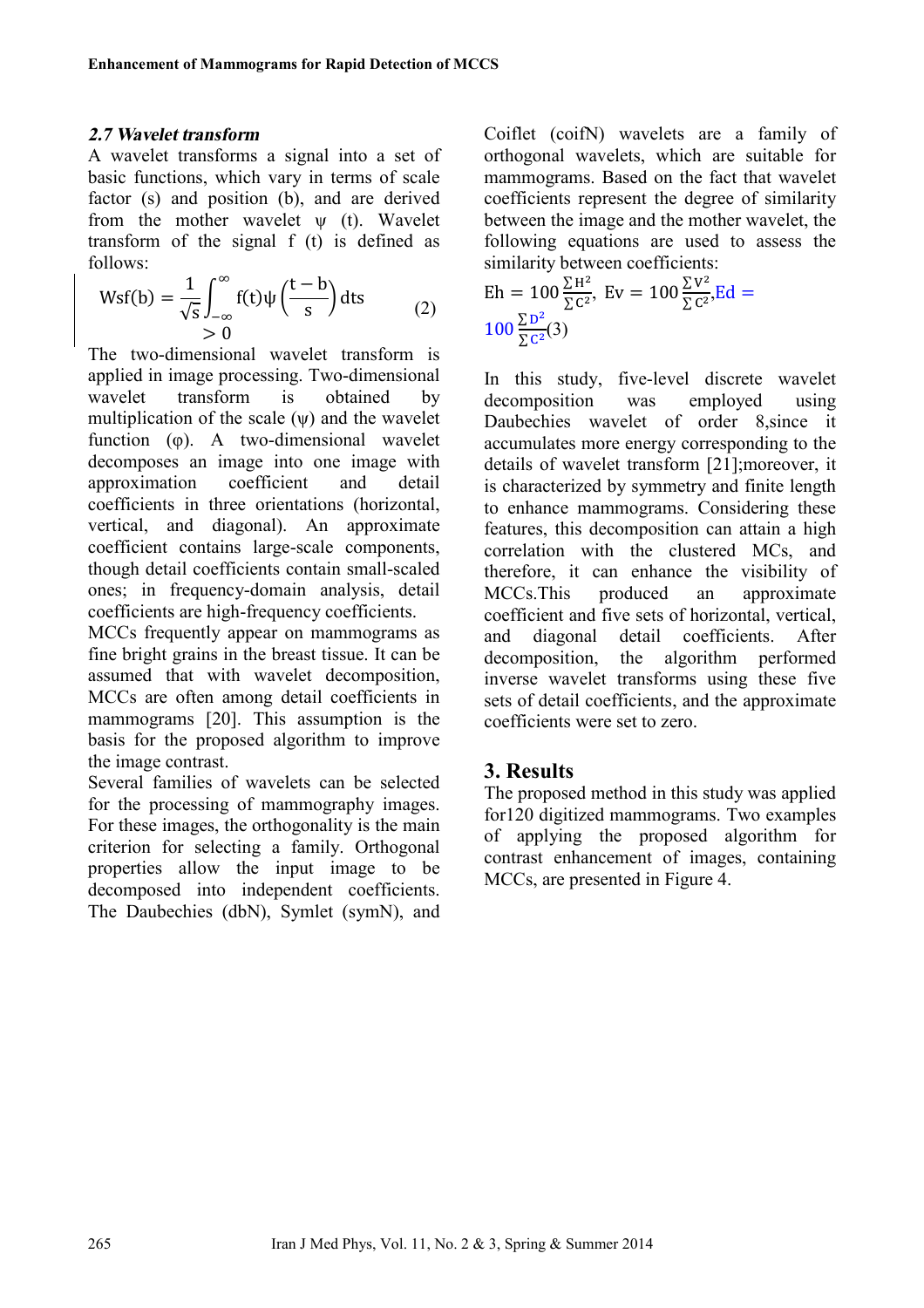### *2.7 Wavelet transform*

A wavelet transforms a signal into a set of basic functions, which vary in terms of scale factor (s) and position (b), and are derived from the mother wavelet ψ (t). Wavelet transform of the signal f (t) is defined as follows:

$$\mathrm{Wsf(b)} = \frac{1}{\sqrt{s}} \int_{-\infty}^{\infty} f(t)\psi\left(\frac{t-b}{s}\right) dts > 0 \qquad (2)$$

The two-dimensional wavelet transform is applied in image processing. Two-dimensional wavelet transform is obtained by multiplication of the scale (ψ) and the wavelet function (φ). A two-dimensional wavelet decomposes an image into one image with approximation coefficient and detail coefficients in three orientations (horizontal, vertical, and diagonal). An approximate coefficient contains large-scale components, though detail coefficients contain small-scaled ones; in frequency-domain analysis, detail coefficients are high-frequency coefficients.

MCCs frequently appear on mammograms as fine bright grains in the breast tissue. It can be assumed that with wavelet decomposition, MCCs are often among detail coefficients in mammograms [20]. This assumption is the basis for the proposed algorithm to improve the image contrast.

Several families of wavelets can be selected for the processing of mammography images. For these images, the orthogonality is the main criterion for selecting a family. Orthogonal properties allow the input image to be decomposed into independent coefficients. The Daubechies (dbN), Symlet (symN), and Coiflet (coifN) wavelets are a family of orthogonal wavelets, which are suitable for mammograms. Based on the fact that wavelet coefficients represent the degree of similarity between the image and the mother wavelet, the following equations are used to assess the similarity between coefficients:

$$\mathrm{Eh} = 100\frac{\sum H^2}{\sum C^2},\ \mathrm{Ev} = 100\frac{\sum V^2}{\sum C^2}, \mathrm{Ed} = 100\frac{\sum D^2}{\sum C^2} \qquad (3)$$

In this study, five-level discrete wavelet decomposition was employed using Daubechies wavelet of order 8,since it accumulates more energy corresponding to the details of wavelet transform [21];moreover, it is characterized by symmetry and finite length to enhance mammograms. Considering these features, this decomposition can attain a high correlation with the clustered MCs, and therefore, it can enhance the visibility of MCCs.This produced an approximate coefficient and five sets of horizontal, vertical, and diagonal detail coefficients. After decomposition, the algorithm performed inverse wavelet transforms using these five sets of detail coefficients, and the approximate coefficients were set to zero.

## 3. Results

The proposed method in this study was applied for120 digitized mammograms. Two examples of applying the proposed algorithm for contrast enhancement of images, containing MCCs, are presented in Figure 4.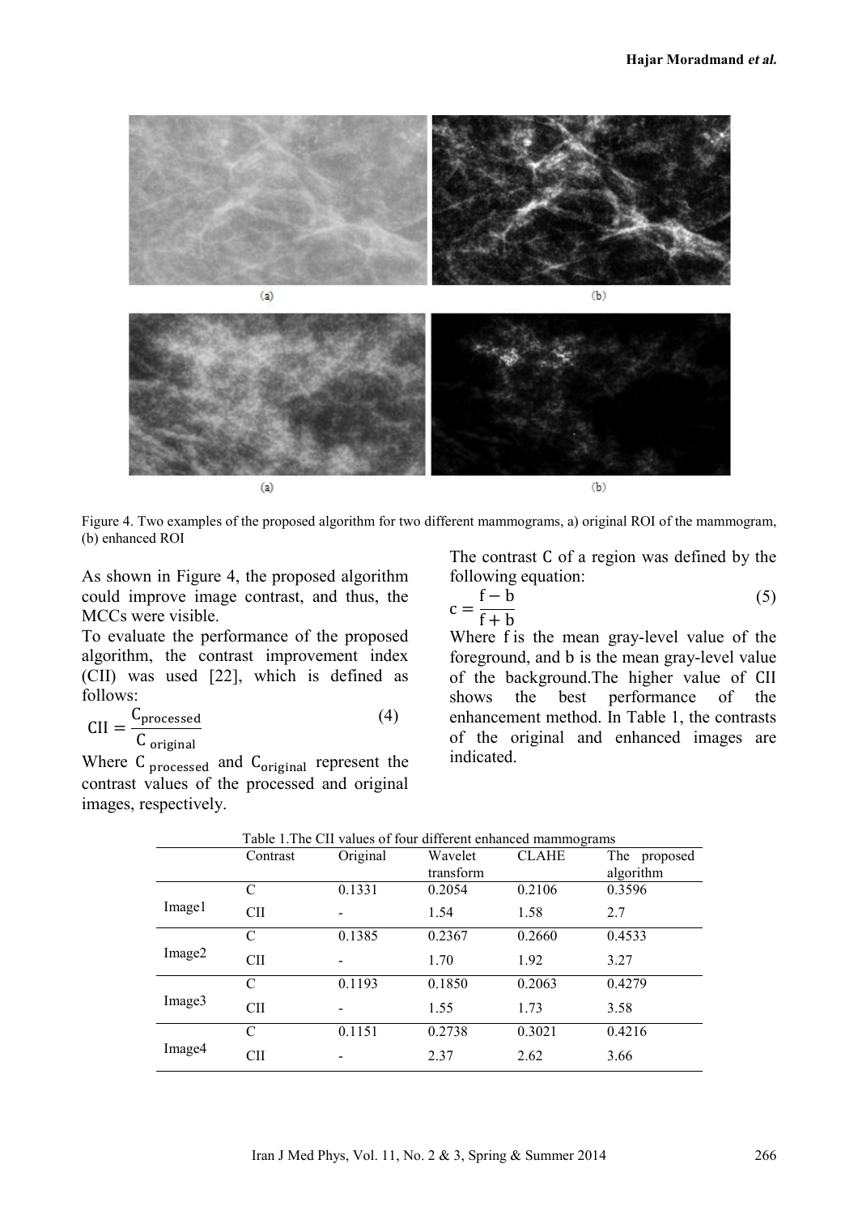Figure 4. Two examples of the proposed algorithm for two different mammograms, a) original ROI of the mammogram, (b) enhanced ROI

As shown in Figure 4, the proposed algorithm could improve image contrast, and thus, the MCCs were visible.

To evaluate the performance of the proposed algorithm, the contrast improvement index (CII) was used [22], which is defined as follows:

$$\mathrm{CII} = \frac{C_{\mathrm{processed}}}{C_{\mathrm{original}}} \tag{4}$$

Where $C_{\mathrm{processed}}$ and $C_{\mathrm{original}}$ represent the contrast values of the processed and original images, respectively.

The contrast C of a region was defined by the following equation:

$$c = \frac{f - b}{f + b} \tag{5}$$

Where f is the mean gray-level value of the foreground, and b is the mean gray-level value of the background.The higher value of CII shows the best performance of the enhancement method. In Table 1, the contrasts of the original and enhanced images are indicated.

Table 1.The CII values of four different enhanced mammograms

| | Contrast | Original | Wavelet transform | CLAHE | The proposed algorithm |
|---|---|---|---|---|---|
| Image1 | C | 0.1331 | 0.2054 | 0.2106 | 0.3596 |
| | CII | - | 1.54 | 1.58 | 2.7 |
| Image2 | C | 0.1385 | 0.2367 | 0.2660 | 0.4533 |
| | CII | - | 1.70 | 1.92 | 3.27 |
| Image3 | C | 0.1193 | 0.1850 | 0.2063 | 0.4279 |
| | CII | - | 1.55 | 1.73 | 3.58 |
| Image4 | C | 0.1151 | 0.2738 | 0.3021 | 0.4216 |
| | CII | - | 2.37 | 2.62 | 3.66 |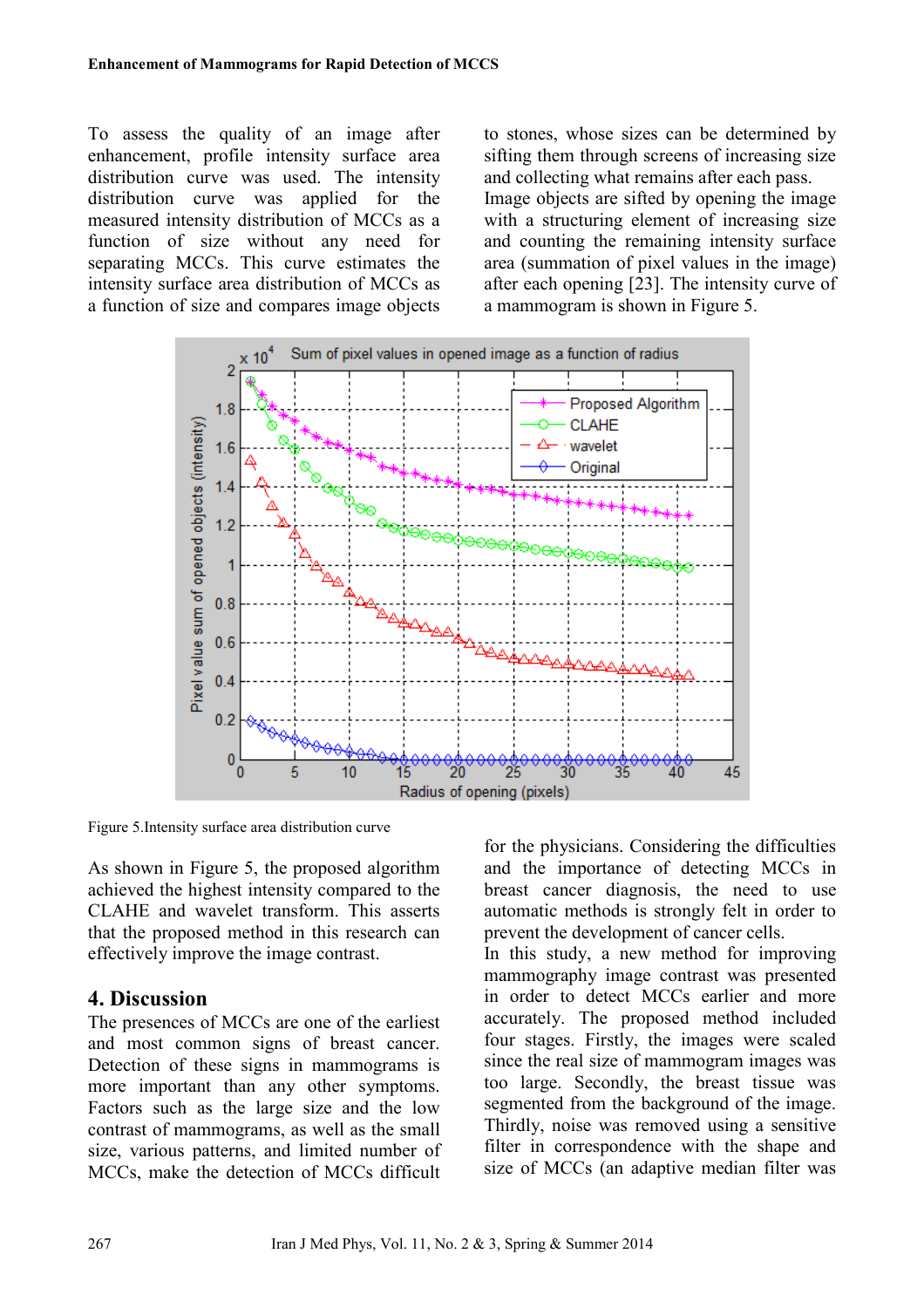To assess the quality of an image after enhancement, profile intensity surface area distribution curve was used. The intensity distribution curve was applied for the measured intensity distribution of MCCs as a function of size without any need for separating MCCs. This curve estimates the intensity surface area distribution of MCCs as a function of size and compares image objects to stones, whose sizes can be determined by sifting them through screens of increasing size and collecting what remains after each pass. Image objects are sifted by opening the image with a structuring element of increasing size and counting the remaining intensity surface area (summation of pixel values in the image) after each opening [23]. The intensity curve of a mammogram is shown in Figure 5.

Figure 5.Intensity surface area distribution curve

As shown in Figure 5, the proposed algorithm achieved the highest intensity compared to the CLAHE and wavelet transform. This asserts that the proposed method in this research can effectively improve the image contrast.

## 4. Discussion

The presences of MCCs are one of the earliest and most common signs of breast cancer. Detection of these signs in mammograms is more important than any other symptoms. Factors such as the large size and the low contrast of mammograms, as well as the small size, various patterns, and limited number of MCCs, make the detection of MCCs difficult for the physicians. Considering the difficulties and the importance of detecting MCCs in breast cancer diagnosis, the need to use automatic methods is strongly felt in order to prevent the development of cancer cells.

In this study, a new method for improving mammography image contrast was presented in order to detect MCCs earlier and more accurately. The proposed method included four stages. Firstly, the images were scaled since the real size of mammogram images was too large. Secondly, the breast tissue was segmented from the background of the image. Thirdly, noise was removed using a sensitive filter in correspondence with the shape and size of MCCs (an adaptive median filter was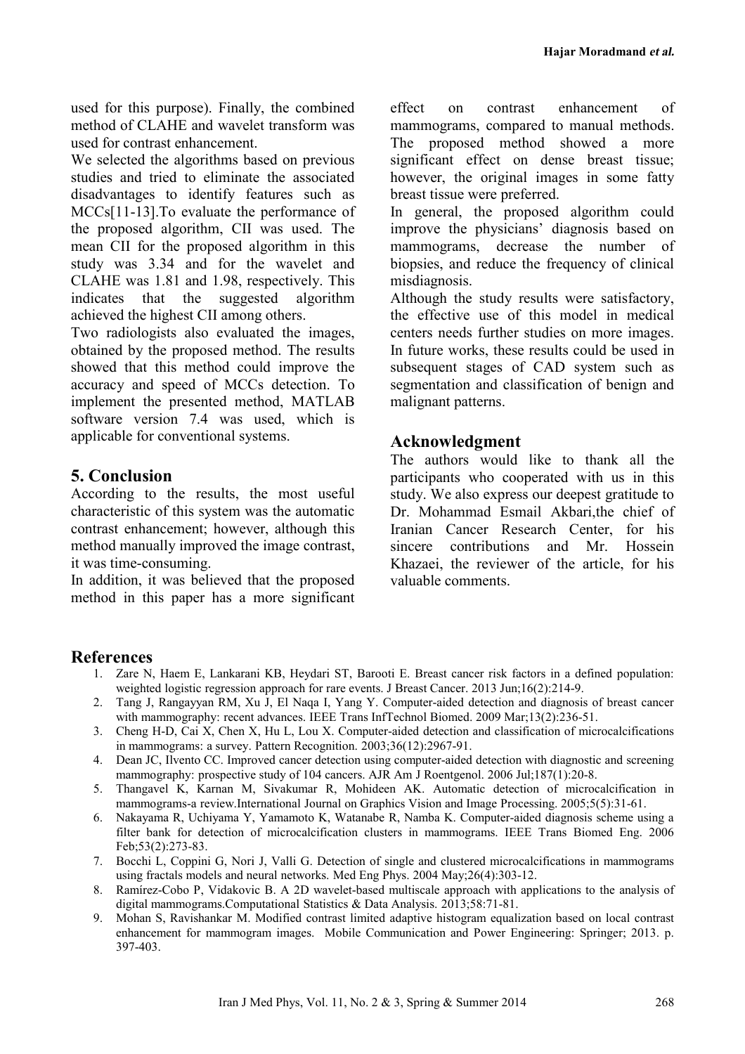used for this purpose). Finally, the combined method of CLAHE and wavelet transform was used for contrast enhancement.

We selected the algorithms based on previous studies and tried to eliminate the associated disadvantages to identify features such as MCCs[11-13].To evaluate the performance of the proposed algorithm, CII was used. The mean CII for the proposed algorithm in this study was 3.34 and for the wavelet and CLAHE was 1.81 and 1.98, respectively. This indicates that the suggested algorithm achieved the highest CII among others.

Two radiologists also evaluated the images, obtained by the proposed method. The results showed that this method could improve the accuracy and speed of MCCs detection. To implement the presented method, MATLAB software version 7.4 was used, which is applicable for conventional systems.

## 5. Conclusion

According to the results, the most useful characteristic of this system was the automatic contrast enhancement; however, although this method manually improved the image contrast, it was time-consuming.

In addition, it was believed that the proposed method in this paper has a more significant effect on contrast enhancement of mammograms, compared to manual methods. The proposed method showed a more significant effect on dense breast tissue; however, the original images in some fatty breast tissue were preferred.

In general, the proposed algorithm could improve the physicians' diagnosis based on mammograms, decrease the number of biopsies, and reduce the frequency of clinical misdiagnosis.

Although the study results were satisfactory, the effective use of this model in medical centers needs further studies on more images. In future works, these results could be used in subsequent stages of CAD system such as segmentation and classification of benign and malignant patterns.

## Acknowledgment

The authors would like to thank all the participants who cooperated with us in this study. We also express our deepest gratitude to Dr. Mohammad Esmail Akbari,the chief of Iranian Cancer Research Center, for his sincere contributions and Mr. Hossein Khazaei, the reviewer of the article, for his valuable comments.

## References

1. Zare N, Haem E, Lankarani KB, Heydari ST, Barooti E. Breast cancer risk factors in a defined population: weighted logistic regression approach for rare events. J Breast Cancer. 2013 Jun;16(2):214-9.
2. Tang J, Rangayyan RM, Xu J, El Naqa I, Yang Y. Computer-aided detection and diagnosis of breast cancer with mammography: recent advances. IEEE Trans InfTechnol Biomed. 2009 Mar;13(2):236-51.
3. Cheng H-D, Cai X, Chen X, Hu L, Lou X. Computer-aided detection and classification of microcalcifications in mammograms: a survey. Pattern Recognition. 2003;36(12):2967-91.
4. Dean JC, Ilvento CC. Improved cancer detection using computer-aided detection with diagnostic and screening mammography: prospective study of 104 cancers. AJR Am J Roentgenol. 2006 Jul;187(1):20-8.
5. Thangavel K, Karnan M, Sivakumar R, Mohideen AK. Automatic detection of microcalcification in mammograms-a review.International Journal on Graphics Vision and Image Processing. 2005;5(5):31-61.
6. Nakayama R, Uchiyama Y, Yamamoto K, Watanabe R, Namba K. Computer-aided diagnosis scheme using a filter bank for detection of microcalcification clusters in mammograms. IEEE Trans Biomed Eng. 2006 Feb;53(2):273-83.
7. Bocchi L, Coppini G, Nori J, Valli G. Detection of single and clustered microcalcifications in mammograms using fractals models and neural networks. Med Eng Phys. 2004 May;26(4):303-12.
8. Ramírez-Cobo P, Vidakovic B. A 2D wavelet-based multiscale approach with applications to the analysis of digital mammograms.Computational Statistics & Data Analysis. 2013;58:71-81.
9. Mohan S, Ravishankar M. Modified contrast limited adaptive histogram equalization based on local contrast enhancement for mammogram images. Mobile Communication and Power Engineering: Springer; 2013. p. 397-403.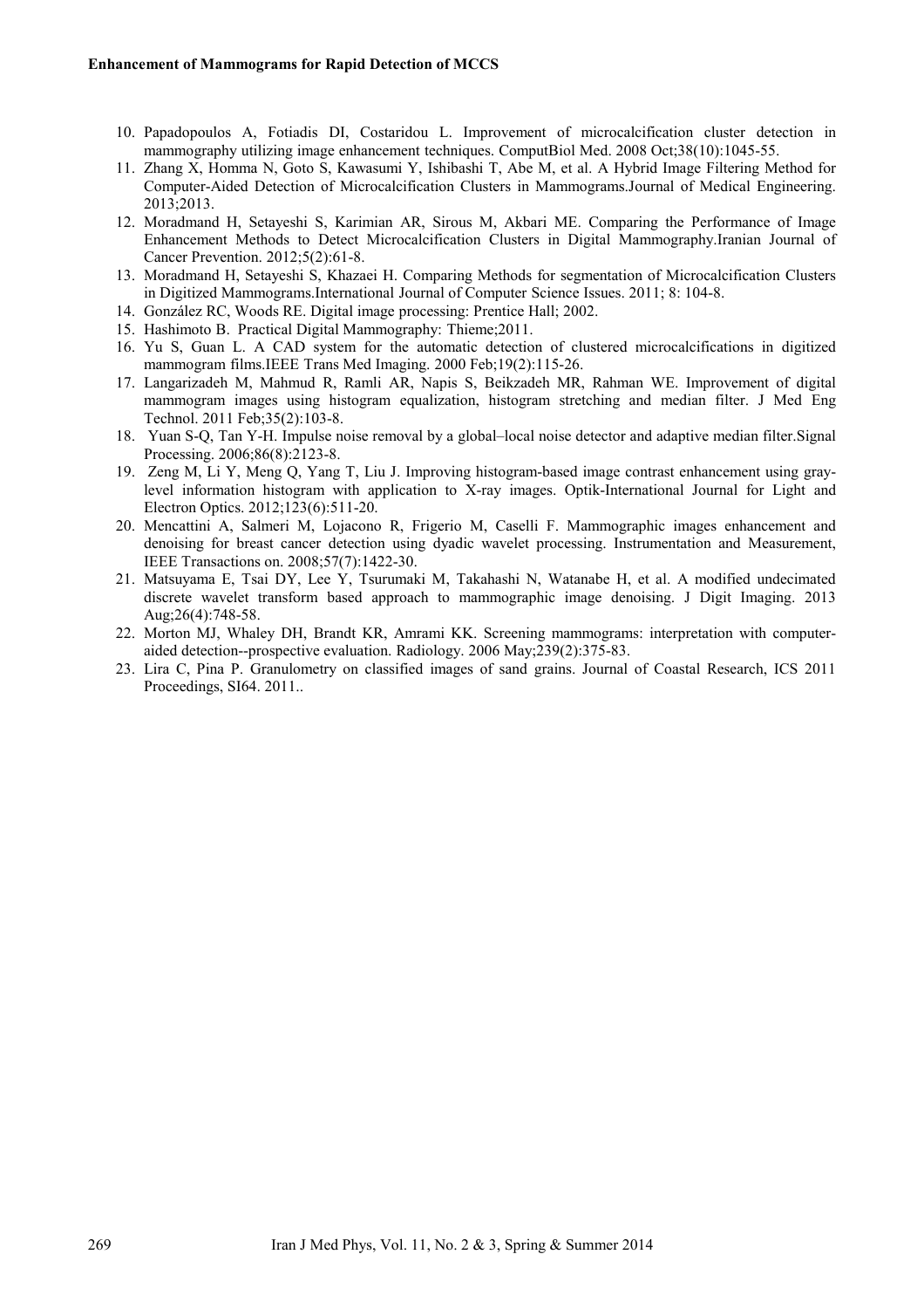10. Papadopoulos A, Fotiadis DI, Costaridou L. Improvement of microcalcification cluster detection in mammography utilizing image enhancement techniques. ComputBiol Med. 2008 Oct;38(10):1045-55.
11. Zhang X, Homma N, Goto S, Kawasumi Y, Ishibashi T, Abe M, et al. A Hybrid Image Filtering Method for Computer-Aided Detection of Microcalcification Clusters in Mammograms.Journal of Medical Engineering. 2013;2013.
12. Moradmand H, Setayeshi S, Karimian AR, Sirous M, Akbari ME. Comparing the Performance of Image Enhancement Methods to Detect Microcalcification Clusters in Digital Mammography.Iranian Journal of Cancer Prevention. 2012;5(2):61-8.
13. Moradmand H, Setayeshi S, Khazaei H. Comparing Methods for segmentation of Microcalcification Clusters in Digitized Mammograms.International Journal of Computer Science Issues. 2011; 8: 104-8.
14. González RC, Woods RE. Digital image processing: Prentice Hall; 2002.
15. Hashimoto B. Practical Digital Mammography: Thieme;2011.
16. Yu S, Guan L. A CAD system for the automatic detection of clustered microcalcifications in digitized mammogram films.IEEE Trans Med Imaging. 2000 Feb;19(2):115-26.
17. Langarizadeh M, Mahmud R, Ramli AR, Napis S, Beikzadeh MR, Rahman WE. Improvement of digital mammogram images using histogram equalization, histogram stretching and median filter. J Med Eng Technol. 2011 Feb;35(2):103-8.
18. Yuan S-Q, Tan Y-H. Impulse noise removal by a global–local noise detector and adaptive median filter.Signal Processing. 2006;86(8):2123-8.
19. Zeng M, Li Y, Meng Q, Yang T, Liu J. Improving histogram-based image contrast enhancement using gray-level information histogram with application to X-ray images. Optik-International Journal for Light and Electron Optics. 2012;123(6):511-20.
20. Mencattini A, Salmeri M, Lojacono R, Frigerio M, Caselli F. Mammographic images enhancement and denoising for breast cancer detection using dyadic wavelet processing. Instrumentation and Measurement, IEEE Transactions on. 2008;57(7):1422-30.
21. Matsuyama E, Tsai DY, Lee Y, Tsurumaki M, Takahashi N, Watanabe H, et al. A modified undecimated discrete wavelet transform based approach to mammographic image denoising. J Digit Imaging. 2013 Aug;26(4):748-58.
22. Morton MJ, Whaley DH, Brandt KR, Amrami KK. Screening mammograms: interpretation with computer-aided detection--prospective evaluation. Radiology. 2006 May;239(2):375-83.
23. Lira C, Pina P. Granulometry on classified images of sand grains. Journal of Coastal Research, ICS 2011 Proceedings, SI64. 2011..